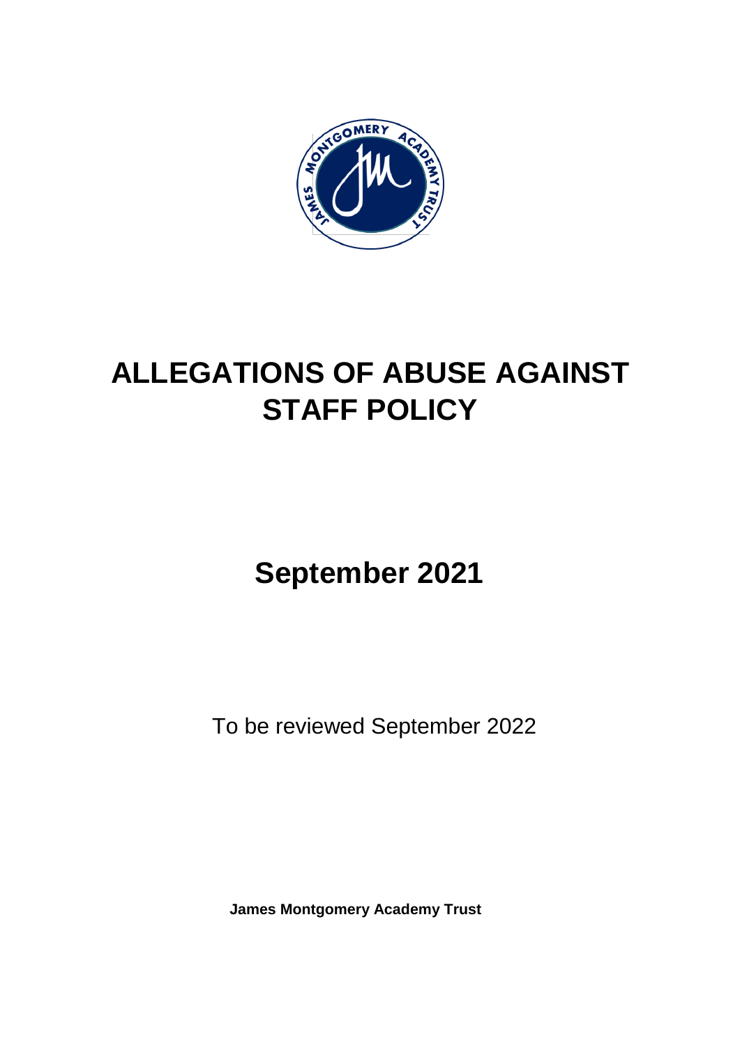# ALLEGATIONS OF ABUSE AGAINST STAFF POLICY

## September 2021

To be reviewed September 2022

**James Montgomery Academy Trust**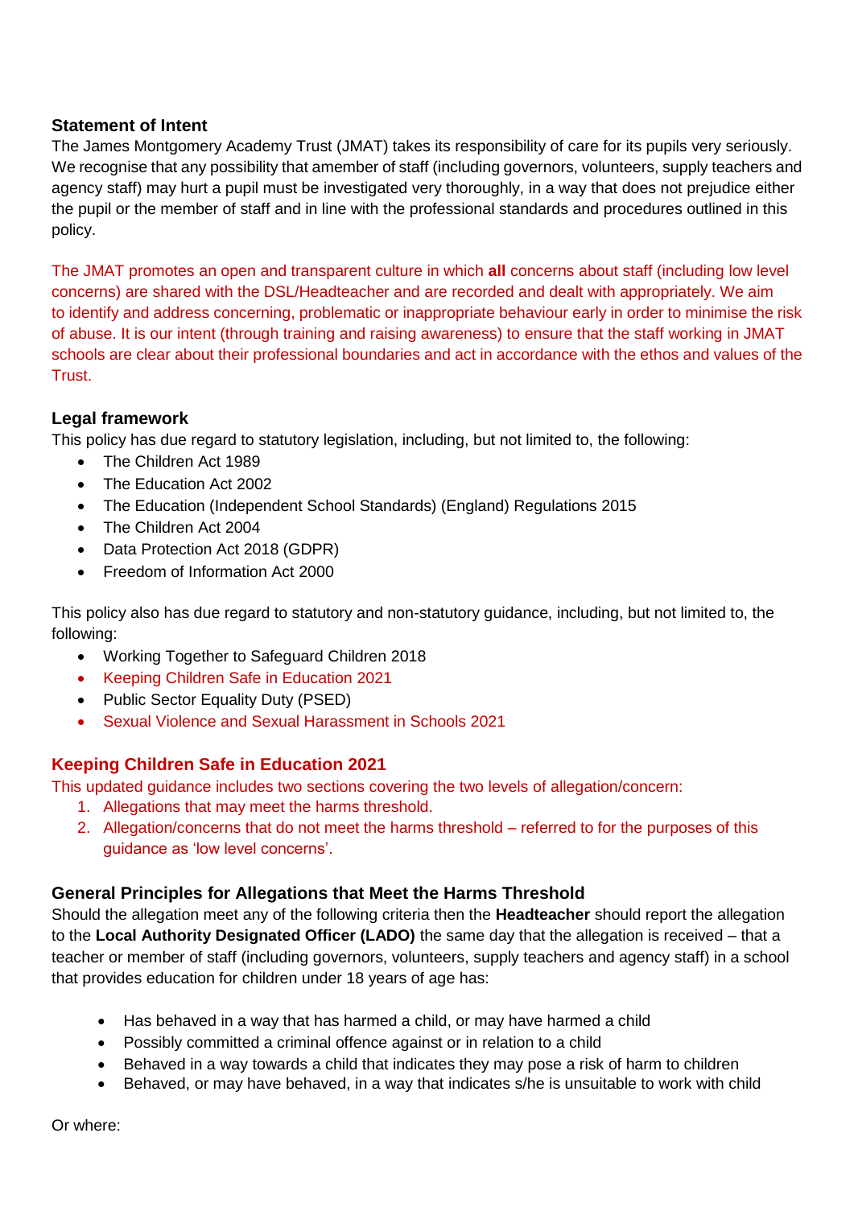### Statement of Intent

The James Montgomery Academy Trust (JMAT) takes its responsibility of care for its pupils very seriously. We recognise that any possibility that amember of staff (including governors, volunteers, supply teachers and agency staff) may hurt a pupil must be investigated very thoroughly, in a way that does not prejudice either the pupil or the member of staff and in line with the professional standards and procedures outlined in this policy.

The JMAT promotes an open and transparent culture in which **all** concerns about staff (including low level concerns) are shared with the DSL/Headteacher and are recorded and dealt with appropriately. We aim to identify and address concerning, problematic or inappropriate behaviour early in order to minimise the risk of abuse. It is our intent (through training and raising awareness) to ensure that the staff working in JMAT schools are clear about their professional boundaries and act in accordance with the ethos and values of the Trust.

### Legal framework

This policy has due regard to statutory legislation, including, but not limited to, the following:

- The Children Act 1989
- The Education Act 2002
- The Education (Independent School Standards) (England) Regulations 2015
- The Children Act 2004
- Data Protection Act 2018 (GDPR)
- Freedom of Information Act 2000

This policy also has due regard to statutory and non-statutory guidance, including, but not limited to, the following:

- Working Together to Safeguard Children 2018
- Keeping Children Safe in Education 2021
- Public Sector Equality Duty (PSED)
- Sexual Violence and Sexual Harassment in Schools 2021

### Keeping Children Safe in Education 2021

This updated guidance includes two sections covering the two levels of allegation/concern:

1. Allegations that may meet the harms threshold.
2. Allegation/concerns that do not meet the harms threshold – referred to for the purposes of this guidance as 'low level concerns'.

### General Principles for Allegations that Meet the Harms Threshold

Should the allegation meet any of the following criteria then the **Headteacher** should report the allegation to the **Local Authority Designated Officer (LADO)** the same day that the allegation is received – that a teacher or member of staff (including governors, volunteers, supply teachers and agency staff) in a school that provides education for children under 18 years of age has:

- Has behaved in a way that has harmed a child, or may have harmed a child
- Possibly committed a criminal offence against or in relation to a child
- Behaved in a way towards a child that indicates they may pose a risk of harm to children
- Behaved, or may have behaved, in a way that indicates s/he is unsuitable to work with child

Or where: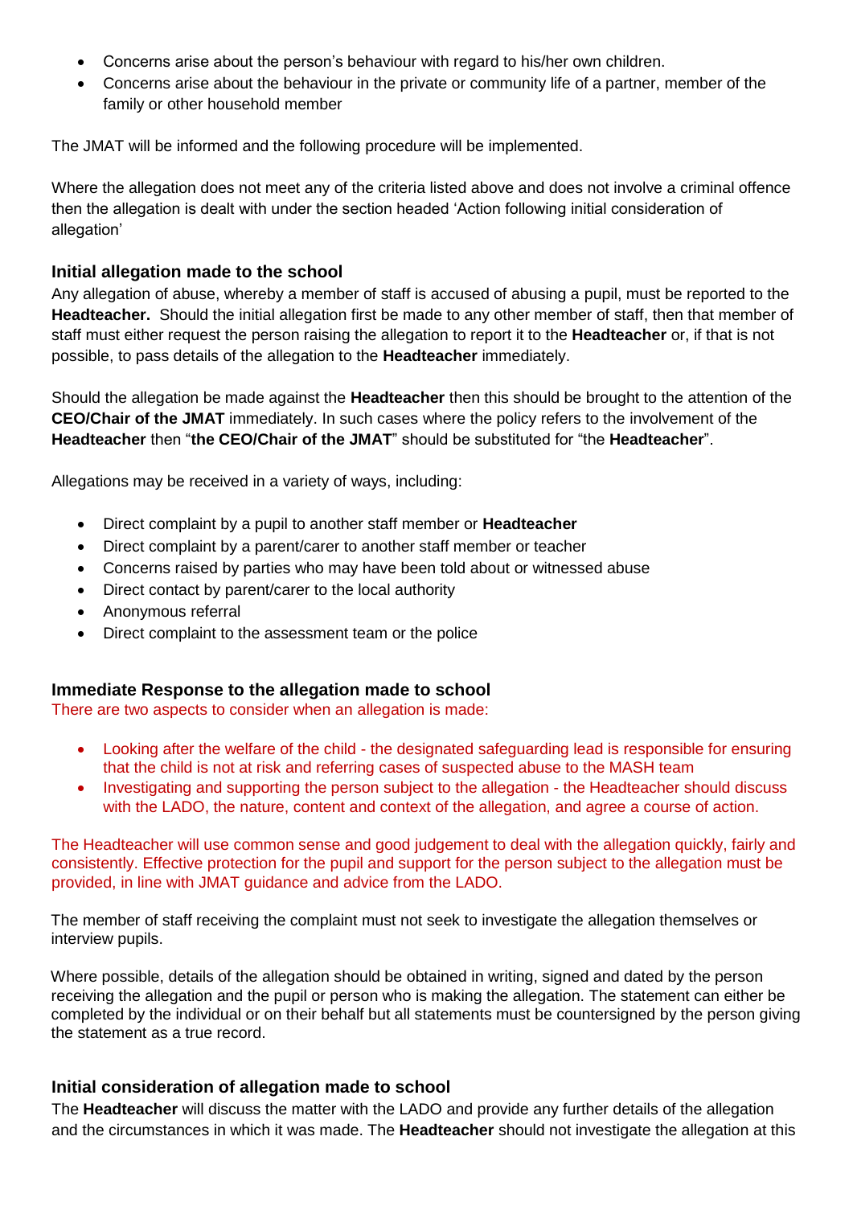- Concerns arise about the person's behaviour with regard to his/her own children.
- Concerns arise about the behaviour in the private or community life of a partner, member of the family or other household member

The JMAT will be informed and the following procedure will be implemented.

Where the allegation does not meet any of the criteria listed above and does not involve a criminal offence then the allegation is dealt with under the section headed 'Action following initial consideration of allegation'

### Initial allegation made to the school

Any allegation of abuse, whereby a member of staff is accused of abusing a pupil, must be reported to the **Headteacher.** Should the initial allegation first be made to any other member of staff, then that member of staff must either request the person raising the allegation to report it to the **Headteacher** or, if that is not possible, to pass details of the allegation to the **Headteacher** immediately.

Should the allegation be made against the **Headteacher** then this should be brought to the attention of the **CEO/Chair of the JMAT** immediately. In such cases where the policy refers to the involvement of the **Headteacher** then "**the CEO/Chair of the JMAT**" should be substituted for "the **Headteacher**".

Allegations may be received in a variety of ways, including:

- Direct complaint by a pupil to another staff member or **Headteacher**
- Direct complaint by a parent/carer to another staff member or teacher
- Concerns raised by parties who may have been told about or witnessed abuse
- Direct contact by parent/carer to the local authority
- Anonymous referral
- Direct complaint to the assessment team or the police

### Immediate Response to the allegation made to school

There are two aspects to consider when an allegation is made:

- Looking after the welfare of the child - the designated safeguarding lead is responsible for ensuring that the child is not at risk and referring cases of suspected abuse to the MASH team
- Investigating and supporting the person subject to the allegation - the Headteacher should discuss with the LADO, the nature, content and context of the allegation, and agree a course of action.

The Headteacher will use common sense and good judgement to deal with the allegation quickly, fairly and consistently. Effective protection for the pupil and support for the person subject to the allegation must be provided, in line with JMAT guidance and advice from the LADO.

The member of staff receiving the complaint must not seek to investigate the allegation themselves or interview pupils.

Where possible, details of the allegation should be obtained in writing, signed and dated by the person receiving the allegation and the pupil or person who is making the allegation. The statement can either be completed by the individual or on their behalf but all statements must be countersigned by the person giving the statement as a true record.

### Initial consideration of allegation made to school

The **Headteacher** will discuss the matter with the LADO and provide any further details of the allegation and the circumstances in which it was made. The **Headteacher** should not investigate the allegation at this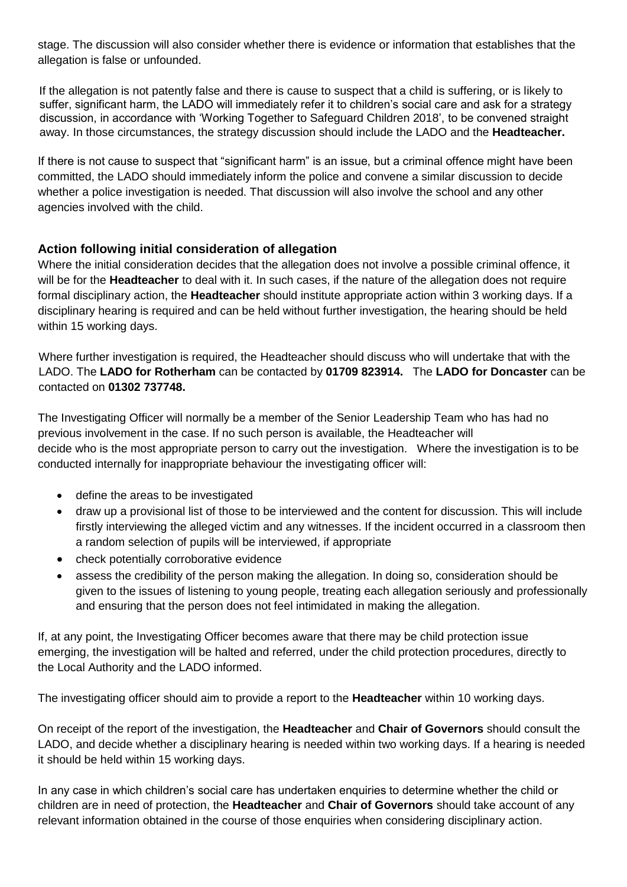stage. The discussion will also consider whether there is evidence or information that establishes that the allegation is false or unfounded.

If the allegation is not patently false and there is cause to suspect that a child is suffering, or is likely to suffer, significant harm, the LADO will immediately refer it to children's social care and ask for a strategy discussion, in accordance with 'Working Together to Safeguard Children 2018', to be convened straight away. In those circumstances, the strategy discussion should include the LADO and the **Headteacher.**

If there is not cause to suspect that "significant harm" is an issue, but a criminal offence might have been committed, the LADO should immediately inform the police and convene a similar discussion to decide whether a police investigation is needed. That discussion will also involve the school and any other agencies involved with the child.

### Action following initial consideration of allegation

Where the initial consideration decides that the allegation does not involve a possible criminal offence, it will be for the **Headteacher** to deal with it. In such cases, if the nature of the allegation does not require formal disciplinary action, the **Headteacher** should institute appropriate action within 3 working days. If a disciplinary hearing is required and can be held without further investigation, the hearing should be held within 15 working days.

Where further investigation is required, the Headteacher should discuss who will undertake that with the LADO. The **LADO for Rotherham** can be contacted by **01709 823914.** The **LADO for Doncaster** can be contacted on **01302 737748.**

The Investigating Officer will normally be a member of the Senior Leadership Team who has had no previous involvement in the case. If no such person is available, the Headteacher will decide who is the most appropriate person to carry out the investigation. Where the investigation is to be conducted internally for inappropriate behaviour the investigating officer will:

- define the areas to be investigated
- draw up a provisional list of those to be interviewed and the content for discussion. This will include firstly interviewing the alleged victim and any witnesses. If the incident occurred in a classroom then a random selection of pupils will be interviewed, if appropriate
- check potentially corroborative evidence
- assess the credibility of the person making the allegation. In doing so, consideration should be given to the issues of listening to young people, treating each allegation seriously and professionally and ensuring that the person does not feel intimidated in making the allegation.

If, at any point, the Investigating Officer becomes aware that there may be child protection issue emerging, the investigation will be halted and referred, under the child protection procedures, directly to the Local Authority and the LADO informed.

The investigating officer should aim to provide a report to the **Headteacher** within 10 working days.

On receipt of the report of the investigation, the **Headteacher** and **Chair of Governors** should consult the LADO, and decide whether a disciplinary hearing is needed within two working days. If a hearing is needed it should be held within 15 working days.

In any case in which children's social care has undertaken enquiries to determine whether the child or children are in need of protection, the **Headteacher** and **Chair of Governors** should take account of any relevant information obtained in the course of those enquiries when considering disciplinary action.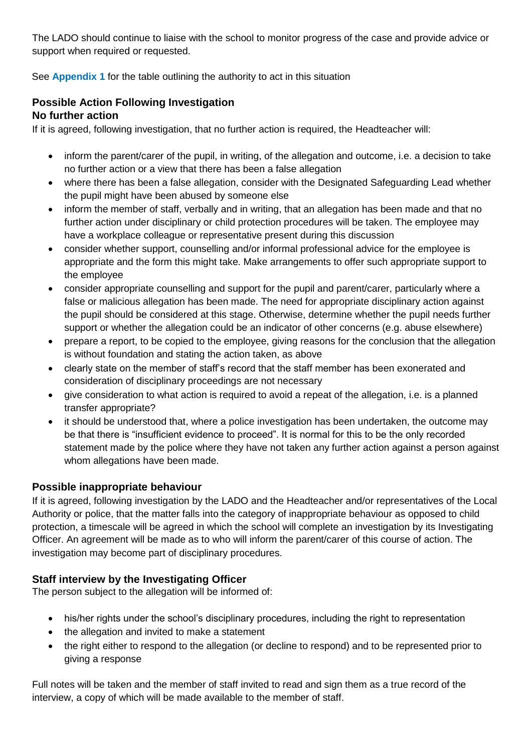The LADO should continue to liaise with the school to monitor progress of the case and provide advice or support when required or requested.

See **Appendix 1** for the table outlining the authority to act in this situation

### Possible Action Following Investigation

#### No further action

If it is agreed, following investigation, that no further action is required, the Headteacher will:

- inform the parent/carer of the pupil, in writing, of the allegation and outcome, i.e. a decision to take no further action or a view that there has been a false allegation
- where there has been a false allegation, consider with the Designated Safeguarding Lead whether the pupil might have been abused by someone else
- inform the member of staff, verbally and in writing, that an allegation has been made and that no further action under disciplinary or child protection procedures will be taken. The employee may have a workplace colleague or representative present during this discussion
- consider whether support, counselling and/or informal professional advice for the employee is appropriate and the form this might take. Make arrangements to offer such appropriate support to the employee
- consider appropriate counselling and support for the pupil and parent/carer, particularly where a false or malicious allegation has been made. The need for appropriate disciplinary action against the pupil should be considered at this stage. Otherwise, determine whether the pupil needs further support or whether the allegation could be an indicator of other concerns (e.g. abuse elsewhere)
- prepare a report, to be copied to the employee, giving reasons for the conclusion that the allegation is without foundation and stating the action taken, as above
- clearly state on the member of staff's record that the staff member has been exonerated and consideration of disciplinary proceedings are not necessary
- give consideration to what action is required to avoid a repeat of the allegation, i.e. is a planned transfer appropriate?
- it should be understood that, where a police investigation has been undertaken, the outcome may be that there is "insufficient evidence to proceed". It is normal for this to be the only recorded statement made by the police where they have not taken any further action against a person against whom allegations have been made.

### Possible inappropriate behaviour

If it is agreed, following investigation by the LADO and the Headteacher and/or representatives of the Local Authority or police, that the matter falls into the category of inappropriate behaviour as opposed to child protection, a timescale will be agreed in which the school will complete an investigation by its Investigating Officer. An agreement will be made as to who will inform the parent/carer of this course of action. The investigation may become part of disciplinary procedures.

### Staff interview by the Investigating Officer

The person subject to the allegation will be informed of:

- his/her rights under the school's disciplinary procedures, including the right to representation
- the allegation and invited to make a statement
- the right either to respond to the allegation (or decline to respond) and to be represented prior to giving a response

Full notes will be taken and the member of staff invited to read and sign them as a true record of the interview, a copy of which will be made available to the member of staff.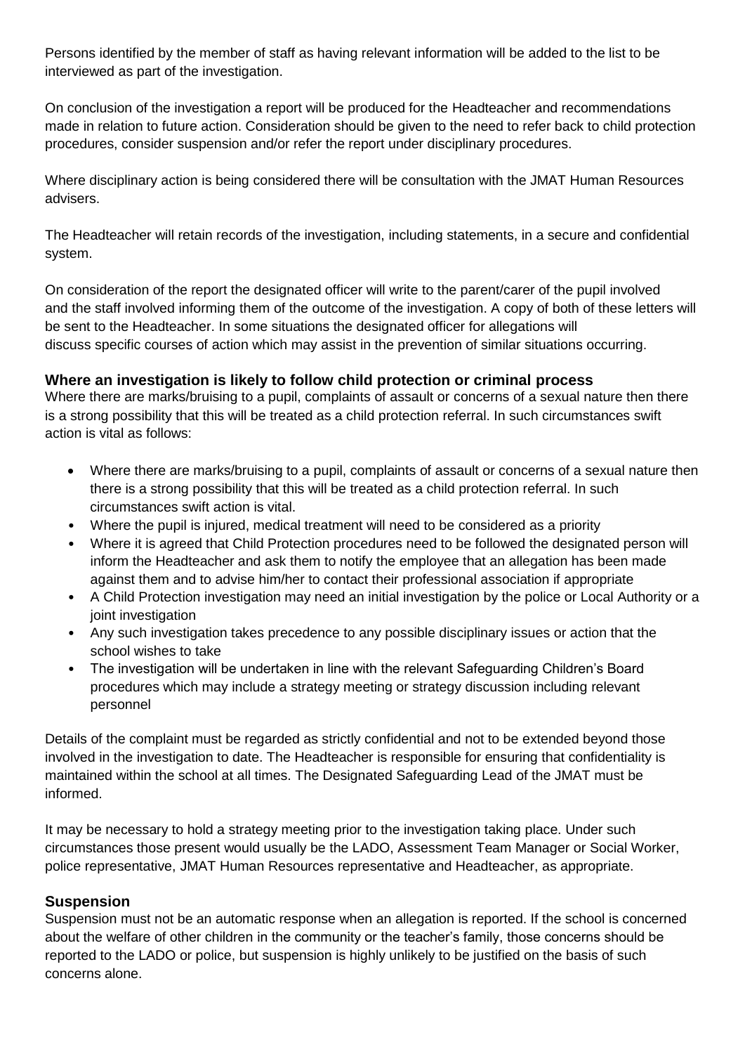Persons identified by the member of staff as having relevant information will be added to the list to be interviewed as part of the investigation.

On conclusion of the investigation a report will be produced for the Headteacher and recommendations made in relation to future action. Consideration should be given to the need to refer back to child protection procedures, consider suspension and/or refer the report under disciplinary procedures.

Where disciplinary action is being considered there will be consultation with the JMAT Human Resources advisers.

The Headteacher will retain records of the investigation, including statements, in a secure and confidential system.

On consideration of the report the designated officer will write to the parent/carer of the pupil involved and the staff involved informing them of the outcome of the investigation. A copy of both of these letters will be sent to the Headteacher. In some situations the designated officer for allegations will discuss specific courses of action which may assist in the prevention of similar situations occurring.

### Where an investigation is likely to follow child protection or criminal process

Where there are marks/bruising to a pupil, complaints of assault or concerns of a sexual nature then there is a strong possibility that this will be treated as a child protection referral. In such circumstances swift action is vital as follows:

- Where there are marks/bruising to a pupil, complaints of assault or concerns of a sexual nature then there is a strong possibility that this will be treated as a child protection referral. In such circumstances swift action is vital.
- Where the pupil is injured, medical treatment will need to be considered as a priority
- Where it is agreed that Child Protection procedures need to be followed the designated person will inform the Headteacher and ask them to notify the employee that an allegation has been made against them and to advise him/her to contact their professional association if appropriate
- A Child Protection investigation may need an initial investigation by the police or Local Authority or a joint investigation
- Any such investigation takes precedence to any possible disciplinary issues or action that the school wishes to take
- The investigation will be undertaken in line with the relevant Safeguarding Children's Board procedures which may include a strategy meeting or strategy discussion including relevant personnel

Details of the complaint must be regarded as strictly confidential and not to be extended beyond those involved in the investigation to date. The Headteacher is responsible for ensuring that confidentiality is maintained within the school at all times. The Designated Safeguarding Lead of the JMAT must be informed.

It may be necessary to hold a strategy meeting prior to the investigation taking place. Under such circumstances those present would usually be the LADO, Assessment Team Manager or Social Worker, police representative, JMAT Human Resources representative and Headteacher, as appropriate.

### Suspension

Suspension must not be an automatic response when an allegation is reported. If the school is concerned about the welfare of other children in the community or the teacher's family, those concerns should be reported to the LADO or police, but suspension is highly unlikely to be justified on the basis of such concerns alone.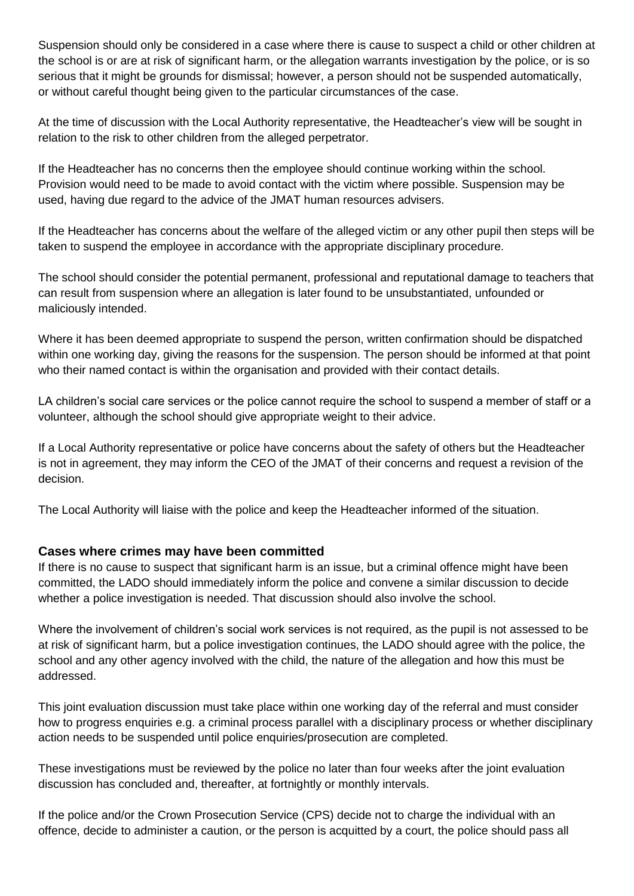Suspension should only be considered in a case where there is cause to suspect a child or other children at the school is or are at risk of significant harm, or the allegation warrants investigation by the police, or is so serious that it might be grounds for dismissal; however, a person should not be suspended automatically, or without careful thought being given to the particular circumstances of the case.

At the time of discussion with the Local Authority representative, the Headteacher's view will be sought in relation to the risk to other children from the alleged perpetrator.

If the Headteacher has no concerns then the employee should continue working within the school. Provision would need to be made to avoid contact with the victim where possible. Suspension may be used, having due regard to the advice of the JMAT human resources advisers.

If the Headteacher has concerns about the welfare of the alleged victim or any other pupil then steps will be taken to suspend the employee in accordance with the appropriate disciplinary procedure.

The school should consider the potential permanent, professional and reputational damage to teachers that can result from suspension where an allegation is later found to be unsubstantiated, unfounded or maliciously intended.

Where it has been deemed appropriate to suspend the person, written confirmation should be dispatched within one working day, giving the reasons for the suspension. The person should be informed at that point who their named contact is within the organisation and provided with their contact details.

LA children's social care services or the police cannot require the school to suspend a member of staff or a volunteer, although the school should give appropriate weight to their advice.

If a Local Authority representative or police have concerns about the safety of others but the Headteacher is not in agreement, they may inform the CEO of the JMAT of their concerns and request a revision of the decision.

The Local Authority will liaise with the police and keep the Headteacher informed of the situation.

### Cases where crimes may have been committed

If there is no cause to suspect that significant harm is an issue, but a criminal offence might have been committed, the LADO should immediately inform the police and convene a similar discussion to decide whether a police investigation is needed. That discussion should also involve the school.

Where the involvement of children's social work services is not required, as the pupil is not assessed to be at risk of significant harm, but a police investigation continues, the LADO should agree with the police, the school and any other agency involved with the child, the nature of the allegation and how this must be addressed.

This joint evaluation discussion must take place within one working day of the referral and must consider how to progress enquiries e.g. a criminal process parallel with a disciplinary process or whether disciplinary action needs to be suspended until police enquiries/prosecution are completed.

These investigations must be reviewed by the police no later than four weeks after the joint evaluation discussion has concluded and, thereafter, at fortnightly or monthly intervals.

If the police and/or the Crown Prosecution Service (CPS) decide not to charge the individual with an offence, decide to administer a caution, or the person is acquitted by a court, the police should pass all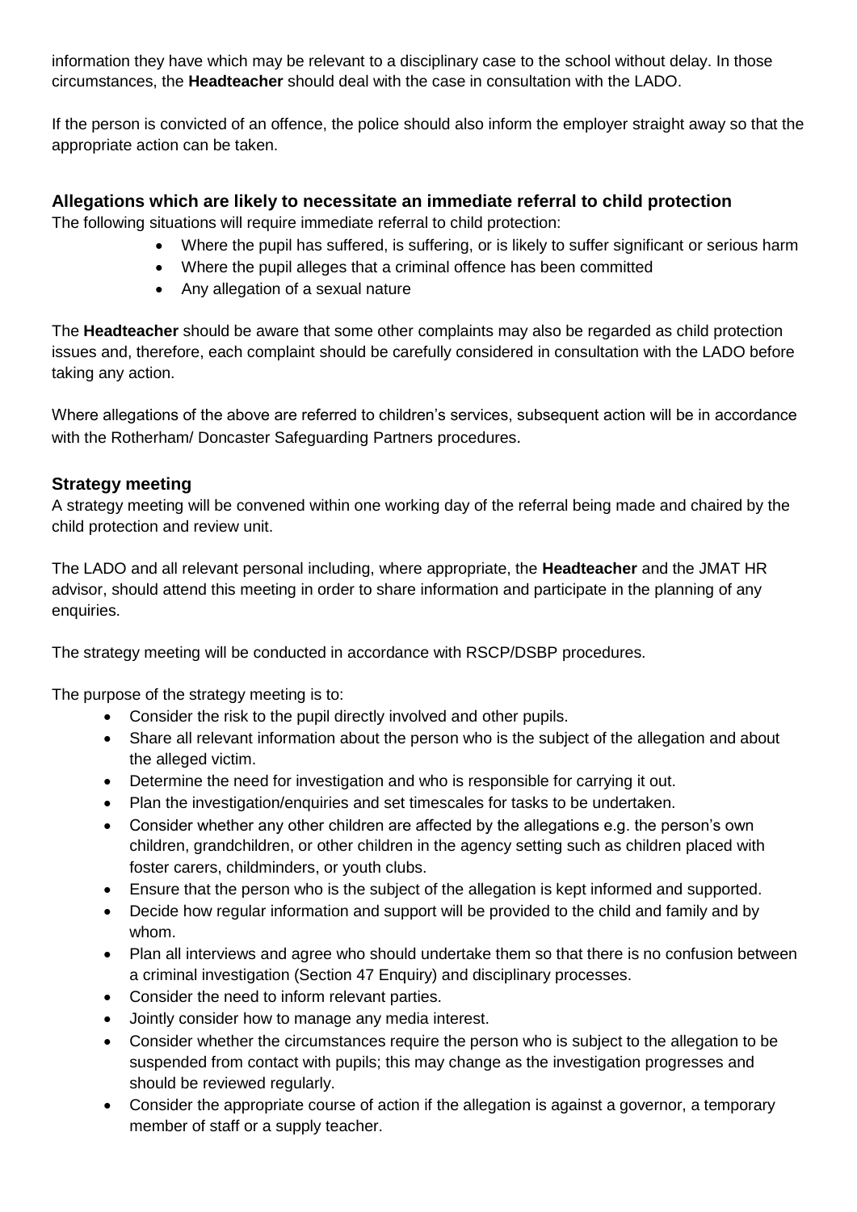information they have which may be relevant to a disciplinary case to the school without delay. In those circumstances, the **Headteacher** should deal with the case in consultation with the LADO.

If the person is convicted of an offence, the police should also inform the employer straight away so that the appropriate action can be taken.

### Allegations which are likely to necessitate an immediate referral to child protection

The following situations will require immediate referral to child protection:

- Where the pupil has suffered, is suffering, or is likely to suffer significant or serious harm
- Where the pupil alleges that a criminal offence has been committed
- Any allegation of a sexual nature

The **Headteacher** should be aware that some other complaints may also be regarded as child protection issues and, therefore, each complaint should be carefully considered in consultation with the LADO before taking any action.

Where allegations of the above are referred to children's services, subsequent action will be in accordance with the Rotherham/ Doncaster Safeguarding Partners procedures.

### Strategy meeting

A strategy meeting will be convened within one working day of the referral being made and chaired by the child protection and review unit.

The LADO and all relevant personal including, where appropriate, the **Headteacher** and the JMAT HR advisor, should attend this meeting in order to share information and participate in the planning of any enquiries.

The strategy meeting will be conducted in accordance with RSCP/DSBP procedures.

The purpose of the strategy meeting is to:

- Consider the risk to the pupil directly involved and other pupils.
- Share all relevant information about the person who is the subject of the allegation and about the alleged victim.
- Determine the need for investigation and who is responsible for carrying it out.
- Plan the investigation/enquiries and set timescales for tasks to be undertaken.
- Consider whether any other children are affected by the allegations e.g. the person's own children, grandchildren, or other children in the agency setting such as children placed with foster carers, childminders, or youth clubs.
- Ensure that the person who is the subject of the allegation is kept informed and supported.
- Decide how regular information and support will be provided to the child and family and by whom.
- Plan all interviews and agree who should undertake them so that there is no confusion between a criminal investigation (Section 47 Enquiry) and disciplinary processes.
- Consider the need to inform relevant parties.
- Jointly consider how to manage any media interest.
- Consider whether the circumstances require the person who is subject to the allegation to be suspended from contact with pupils; this may change as the investigation progresses and should be reviewed regularly.
- Consider the appropriate course of action if the allegation is against a governor, a temporary member of staff or a supply teacher.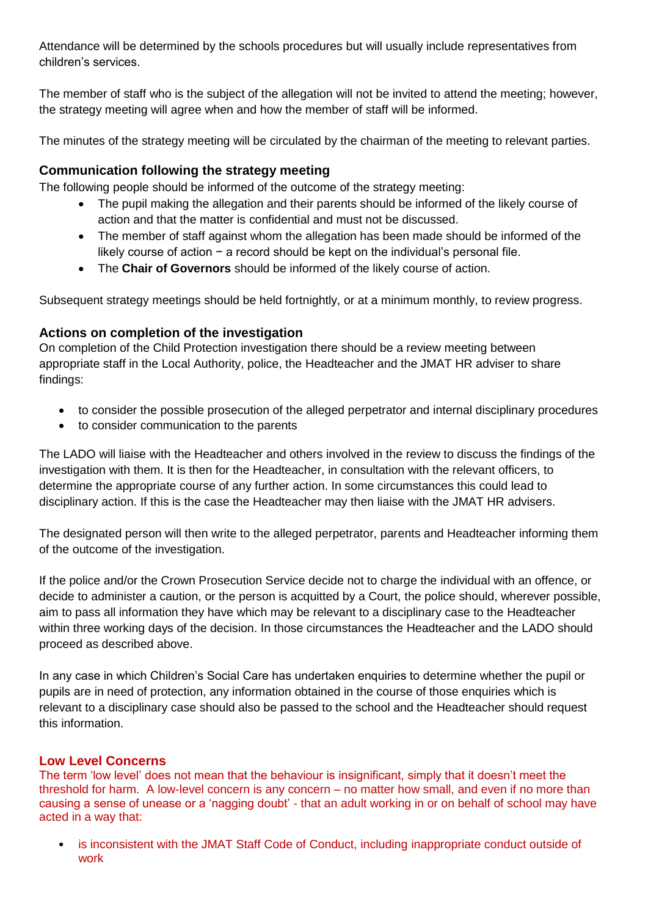Attendance will be determined by the schools procedures but will usually include representatives from children's services.

The member of staff who is the subject of the allegation will not be invited to attend the meeting; however, the strategy meeting will agree when and how the member of staff will be informed.

The minutes of the strategy meeting will be circulated by the chairman of the meeting to relevant parties.

### Communication following the strategy meeting

The following people should be informed of the outcome of the strategy meeting:

- The pupil making the allegation and their parents should be informed of the likely course of action and that the matter is confidential and must not be discussed.
- The member of staff against whom the allegation has been made should be informed of the likely course of action − a record should be kept on the individual's personal file.
- The **Chair of Governors** should be informed of the likely course of action.

Subsequent strategy meetings should be held fortnightly, or at a minimum monthly, to review progress.

### Actions on completion of the investigation

On completion of the Child Protection investigation there should be a review meeting between appropriate staff in the Local Authority, police, the Headteacher and the JMAT HR adviser to share findings:

- to consider the possible prosecution of the alleged perpetrator and internal disciplinary procedures
- to consider communication to the parents

The LADO will liaise with the Headteacher and others involved in the review to discuss the findings of the investigation with them. It is then for the Headteacher, in consultation with the relevant officers, to determine the appropriate course of any further action. In some circumstances this could lead to disciplinary action. If this is the case the Headteacher may then liaise with the JMAT HR advisers.

The designated person will then write to the alleged perpetrator, parents and Headteacher informing them of the outcome of the investigation.

If the police and/or the Crown Prosecution Service decide not to charge the individual with an offence, or decide to administer a caution, or the person is acquitted by a Court, the police should, wherever possible, aim to pass all information they have which may be relevant to a disciplinary case to the Headteacher within three working days of the decision. In those circumstances the Headteacher and the LADO should proceed as described above.

In any case in which Children's Social Care has undertaken enquiries to determine whether the pupil or pupils are in need of protection, any information obtained in the course of those enquiries which is relevant to a disciplinary case should also be passed to the school and the Headteacher should request this information.

### Low Level Concerns

The term 'low level' does not mean that the behaviour is insignificant, simply that it doesn't meet the threshold for harm. A low-level concern is any concern – no matter how small, and even if no more than causing a sense of unease or a 'nagging doubt' - that an adult working in or on behalf of school may have acted in a way that:

- is inconsistent with the JMAT Staff Code of Conduct, including inappropriate conduct outside of work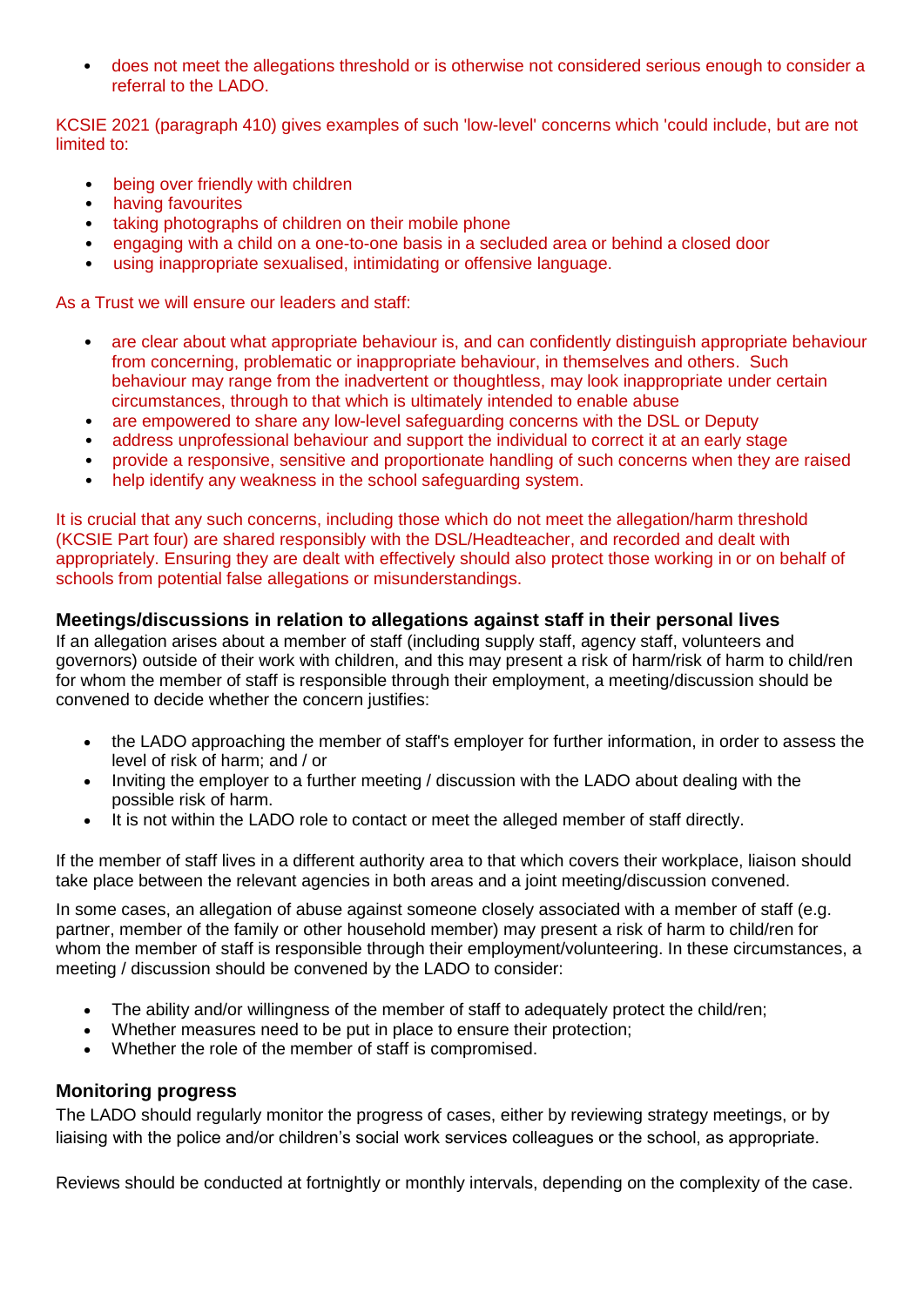- does not meet the allegations threshold or is otherwise not considered serious enough to consider a referral to the LADO.

KCSIE 2021 (paragraph 410) gives examples of such 'low-level' concerns which 'could include, but are not limited to:

- being over friendly with children
- having favourites
- taking photographs of children on their mobile phone
- engaging with a child on a one-to-one basis in a secluded area or behind a closed door
- using inappropriate sexualised, intimidating or offensive language.

As a Trust we will ensure our leaders and staff:

- are clear about what appropriate behaviour is, and can confidently distinguish appropriate behaviour from concerning, problematic or inappropriate behaviour, in themselves and others. Such behaviour may range from the inadvertent or thoughtless, may look inappropriate under certain circumstances, through to that which is ultimately intended to enable abuse
- are empowered to share any low-level safeguarding concerns with the DSL or Deputy
- address unprofessional behaviour and support the individual to correct it at an early stage
- provide a responsive, sensitive and proportionate handling of such concerns when they are raised
- help identify any weakness in the school safeguarding system.

It is crucial that any such concerns, including those which do not meet the allegation/harm threshold (KCSIE Part four) are shared responsibly with the DSL/Headteacher, and recorded and dealt with appropriately. Ensuring they are dealt with effectively should also protect those working in or on behalf of schools from potential false allegations or misunderstandings.

### Meetings/discussions in relation to allegations against staff in their personal lives

If an allegation arises about a member of staff (including supply staff, agency staff, volunteers and governors) outside of their work with children, and this may present a risk of harm/risk of harm to child/ren for whom the member of staff is responsible through their employment, a meeting/discussion should be convened to decide whether the concern justifies:

- the LADO approaching the member of staff's employer for further information, in order to assess the level of risk of harm; and / or
- Inviting the employer to a further meeting / discussion with the LADO about dealing with the possible risk of harm.
- It is not within the LADO role to contact or meet the alleged member of staff directly.

If the member of staff lives in a different authority area to that which covers their workplace, liaison should take place between the relevant agencies in both areas and a joint meeting/discussion convened.

In some cases, an allegation of abuse against someone closely associated with a member of staff (e.g. partner, member of the family or other household member) may present a risk of harm to child/ren for whom the member of staff is responsible through their employment/volunteering. In these circumstances, a meeting / discussion should be convened by the LADO to consider:

- The ability and/or willingness of the member of staff to adequately protect the child/ren;
- Whether measures need to be put in place to ensure their protection;
- Whether the role of the member of staff is compromised.

### Monitoring progress

The LADO should regularly monitor the progress of cases, either by reviewing strategy meetings, or by liaising with the police and/or children's social work services colleagues or the school, as appropriate.

Reviews should be conducted at fortnightly or monthly intervals, depending on the complexity of the case.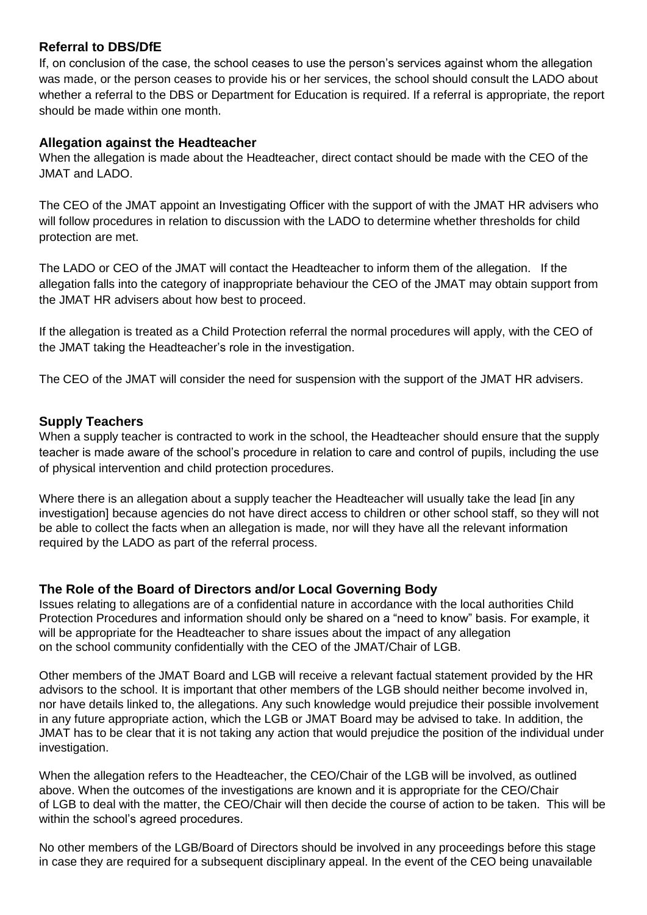### Referral to DBS/DfE

If, on conclusion of the case, the school ceases to use the person's services against whom the allegation was made, or the person ceases to provide his or her services, the school should consult the LADO about whether a referral to the DBS or Department for Education is required. If a referral is appropriate, the report should be made within one month.

### Allegation against the Headteacher

When the allegation is made about the Headteacher, direct contact should be made with the CEO of the JMAT and LADO.

The CEO of the JMAT appoint an Investigating Officer with the support of with the JMAT HR advisers who will follow procedures in relation to discussion with the LADO to determine whether thresholds for child protection are met.

The LADO or CEO of the JMAT will contact the Headteacher to inform them of the allegation. If the allegation falls into the category of inappropriate behaviour the CEO of the JMAT may obtain support from the JMAT HR advisers about how best to proceed.

If the allegation is treated as a Child Protection referral the normal procedures will apply, with the CEO of the JMAT taking the Headteacher's role in the investigation.

The CEO of the JMAT will consider the need for suspension with the support of the JMAT HR advisers.

### Supply Teachers

When a supply teacher is contracted to work in the school, the Headteacher should ensure that the supply teacher is made aware of the school's procedure in relation to care and control of pupils, including the use of physical intervention and child protection procedures.

Where there is an allegation about a supply teacher the Headteacher will usually take the lead [in any investigation] because agencies do not have direct access to children or other school staff, so they will not be able to collect the facts when an allegation is made, nor will they have all the relevant information required by the LADO as part of the referral process.

### The Role of the Board of Directors and/or Local Governing Body

Issues relating to allegations are of a confidential nature in accordance with the local authorities Child Protection Procedures and information should only be shared on a "need to know" basis. For example, it will be appropriate for the Headteacher to share issues about the impact of any allegation on the school community confidentially with the CEO of the JMAT/Chair of LGB.

Other members of the JMAT Board and LGB will receive a relevant factual statement provided by the HR advisors to the school. It is important that other members of the LGB should neither become involved in, nor have details linked to, the allegations. Any such knowledge would prejudice their possible involvement in any future appropriate action, which the LGB or JMAT Board may be advised to take. In addition, the JMAT has to be clear that it is not taking any action that would prejudice the position of the individual under investigation.

When the allegation refers to the Headteacher, the CEO/Chair of the LGB will be involved, as outlined above. When the outcomes of the investigations are known and it is appropriate for the CEO/Chair of LGB to deal with the matter, the CEO/Chair will then decide the course of action to be taken. This will be within the school's agreed procedures.

No other members of the LGB/Board of Directors should be involved in any proceedings before this stage in case they are required for a subsequent disciplinary appeal. In the event of the CEO being unavailable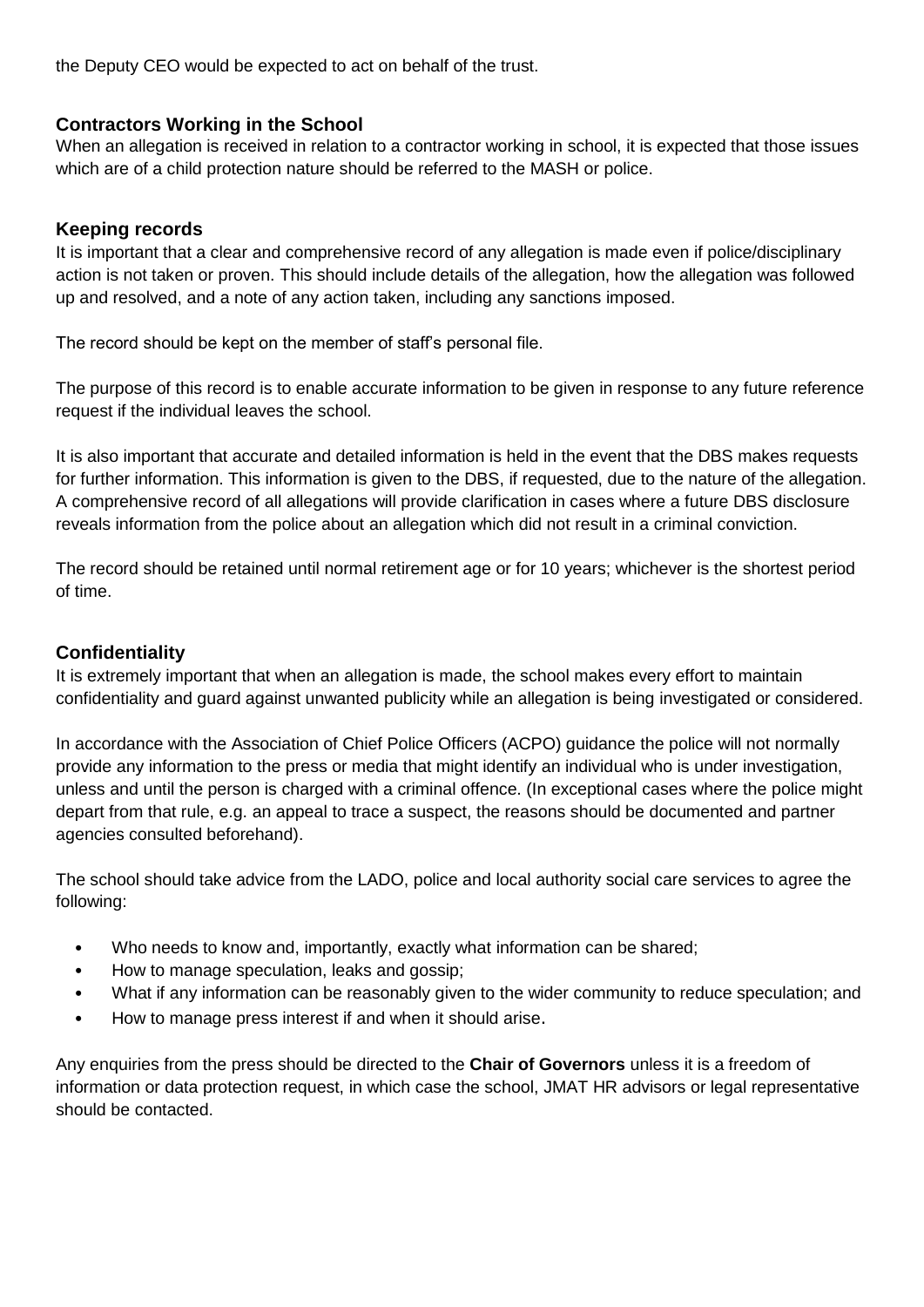the Deputy CEO would be expected to act on behalf of the trust.

### Contractors Working in the School

When an allegation is received in relation to a contractor working in school, it is expected that those issues which are of a child protection nature should be referred to the MASH or police.

### Keeping records

It is important that a clear and comprehensive record of any allegation is made even if police/disciplinary action is not taken or proven. This should include details of the allegation, how the allegation was followed up and resolved, and a note of any action taken, including any sanctions imposed.

The record should be kept on the member of staff's personal file.

The purpose of this record is to enable accurate information to be given in response to any future reference request if the individual leaves the school.

It is also important that accurate and detailed information is held in the event that the DBS makes requests for further information. This information is given to the DBS, if requested, due to the nature of the allegation. A comprehensive record of all allegations will provide clarification in cases where a future DBS disclosure reveals information from the police about an allegation which did not result in a criminal conviction.

The record should be retained until normal retirement age or for 10 years; whichever is the shortest period of time.

### Confidentiality

It is extremely important that when an allegation is made, the school makes every effort to maintain confidentiality and guard against unwanted publicity while an allegation is being investigated or considered.

In accordance with the Association of Chief Police Officers (ACPO) guidance the police will not normally provide any information to the press or media that might identify an individual who is under investigation, unless and until the person is charged with a criminal offence. (In exceptional cases where the police might depart from that rule, e.g. an appeal to trace a suspect, the reasons should be documented and partner agencies consulted beforehand).

The school should take advice from the LADO, police and local authority social care services to agree the following:

- Who needs to know and, importantly, exactly what information can be shared;
- How to manage speculation, leaks and gossip;
- What if any information can be reasonably given to the wider community to reduce speculation; and
- How to manage press interest if and when it should arise.

Any enquiries from the press should be directed to the **Chair of Governors** unless it is a freedom of information or data protection request, in which case the school, JMAT HR advisors or legal representative should be contacted.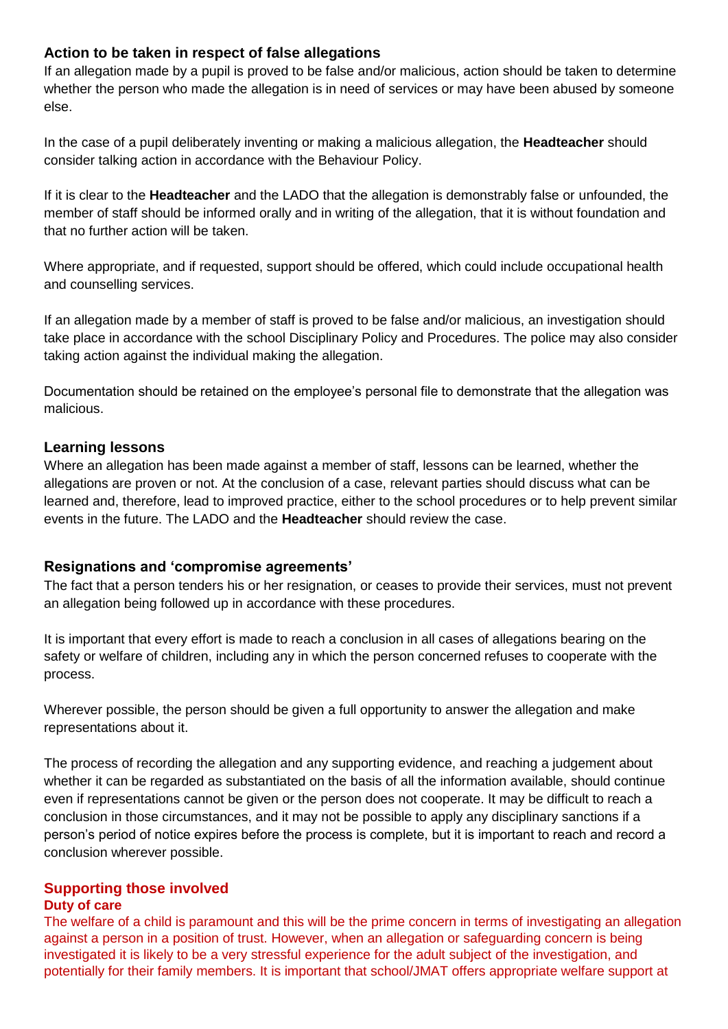### Action to be taken in respect of false allegations

If an allegation made by a pupil is proved to be false and/or malicious, action should be taken to determine whether the person who made the allegation is in need of services or may have been abused by someone else.

In the case of a pupil deliberately inventing or making a malicious allegation, the **Headteacher** should consider talking action in accordance with the Behaviour Policy.

If it is clear to the **Headteacher** and the LADO that the allegation is demonstrably false or unfounded, the member of staff should be informed orally and in writing of the allegation, that it is without foundation and that no further action will be taken.

Where appropriate, and if requested, support should be offered, which could include occupational health and counselling services.

If an allegation made by a member of staff is proved to be false and/or malicious, an investigation should take place in accordance with the school Disciplinary Policy and Procedures. The police may also consider taking action against the individual making the allegation.

Documentation should be retained on the employee's personal file to demonstrate that the allegation was malicious.

### Learning lessons

Where an allegation has been made against a member of staff, lessons can be learned, whether the allegations are proven or not. At the conclusion of a case, relevant parties should discuss what can be learned and, therefore, lead to improved practice, either to the school procedures or to help prevent similar events in the future. The LADO and the **Headteacher** should review the case.

### Resignations and 'compromise agreements'

The fact that a person tenders his or her resignation, or ceases to provide their services, must not prevent an allegation being followed up in accordance with these procedures.

It is important that every effort is made to reach a conclusion in all cases of allegations bearing on the safety or welfare of children, including any in which the person concerned refuses to cooperate with the process.

Wherever possible, the person should be given a full opportunity to answer the allegation and make representations about it.

The process of recording the allegation and any supporting evidence, and reaching a judgement about whether it can be regarded as substantiated on the basis of all the information available, should continue even if representations cannot be given or the person does not cooperate. It may be difficult to reach a conclusion in those circumstances, and it may not be possible to apply any disciplinary sanctions if a person's period of notice expires before the process is complete, but it is important to reach and record a conclusion wherever possible.

## Supporting those involved

### Duty of care

The welfare of a child is paramount and this will be the prime concern in terms of investigating an allegation against a person in a position of trust. However, when an allegation or safeguarding concern is being investigated it is likely to be a very stressful experience for the adult subject of the investigation, and potentially for their family members. It is important that school/JMAT offers appropriate welfare support at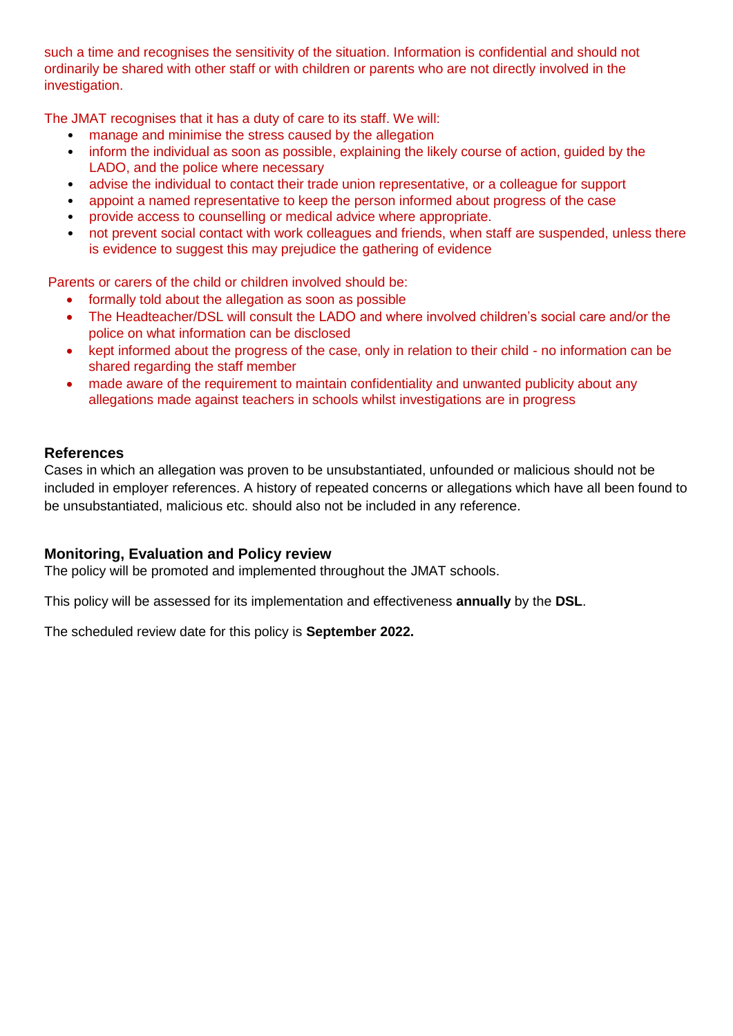such a time and recognises the sensitivity of the situation. Information is confidential and should not ordinarily be shared with other staff or with children or parents who are not directly involved in the investigation.

The JMAT recognises that it has a duty of care to its staff. We will:

- manage and minimise the stress caused by the allegation
- inform the individual as soon as possible, explaining the likely course of action, guided by the LADO, and the police where necessary
- advise the individual to contact their trade union representative, or a colleague for support
- appoint a named representative to keep the person informed about progress of the case
- provide access to counselling or medical advice where appropriate.
- not prevent social contact with work colleagues and friends, when staff are suspended, unless there is evidence to suggest this may prejudice the gathering of evidence

Parents or carers of the child or children involved should be:

- formally told about the allegation as soon as possible
- The Headteacher/DSL will consult the LADO and where involved children's social care and/or the police on what information can be disclosed
- kept informed about the progress of the case, only in relation to their child - no information can be shared regarding the staff member
- made aware of the requirement to maintain confidentiality and unwanted publicity about any allegations made against teachers in schools whilst investigations are in progress

### References

Cases in which an allegation was proven to be unsubstantiated, unfounded or malicious should not be included in employer references. A history of repeated concerns or allegations which have all been found to be unsubstantiated, malicious etc. should also not be included in any reference.

### Monitoring, Evaluation and Policy review

The policy will be promoted and implemented throughout the JMAT schools.

This policy will be assessed for its implementation and effectiveness **annually** by the **DSL**.

The scheduled review date for this policy is **September 2022.**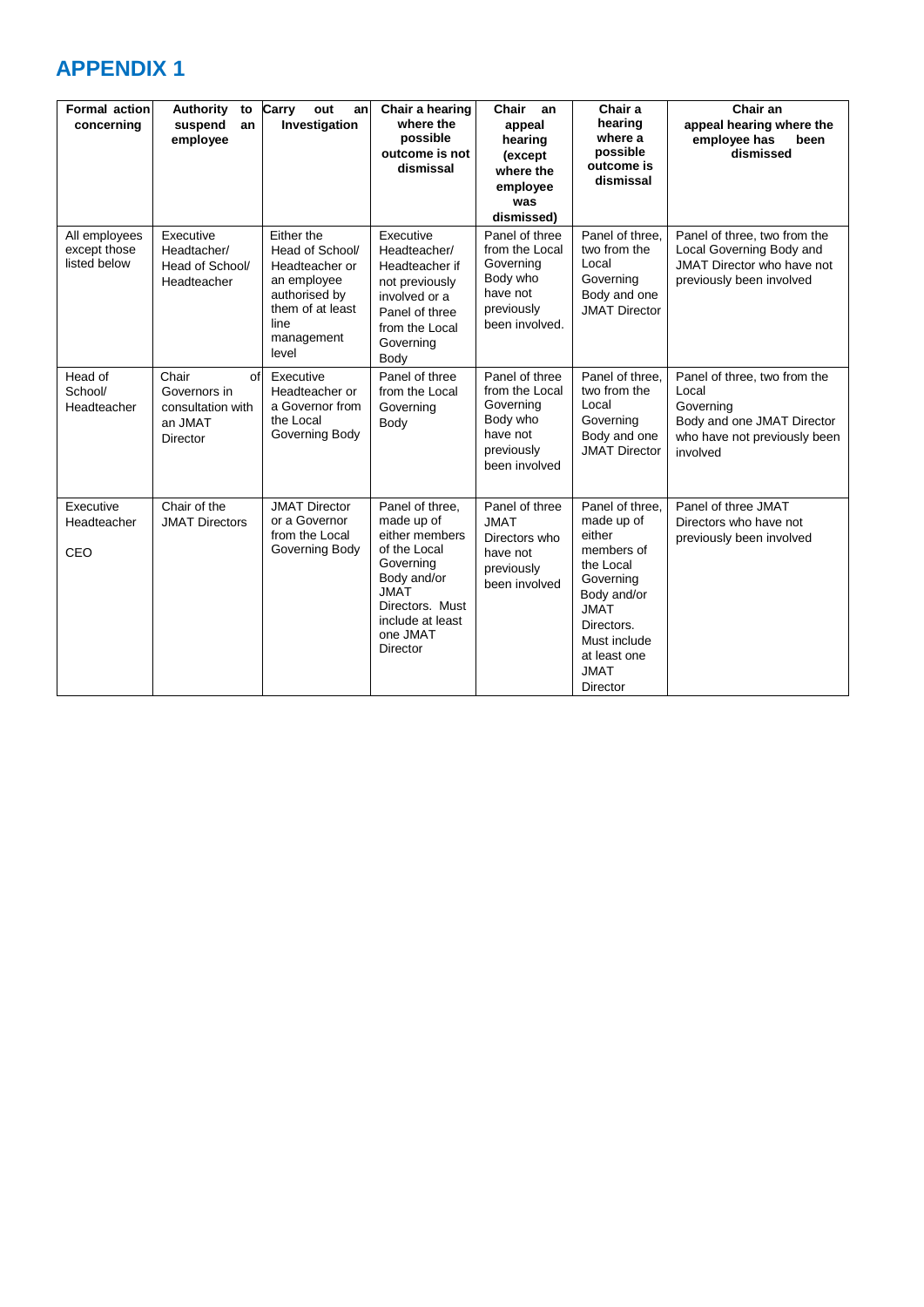# APPENDIX 1

| Formal action concerning | Authority to suspend an employee | Carry out an Investigation | Chair a hearing where the possible outcome is not dismissal | Chair an appeal hearing (except where the employee was dismissed) | Chair a hearing where a possible outcome is dismissal | Chair an appeal hearing where the employee has been dismissed |
|---|---|---|---|---|---|---|
| All employees except those listed below | Executive Headtacher/ Head of School/ Headteacher | Either the Head of School/ Headteacher or an employee authorised by them of at least line management level | Executive Headteacher/ Headteacher if not previously involved or a Panel of three from the Local Governing Body | Panel of three from the Local Governing Body who have not previously been involved. | Panel of three, two from the Local Governing Body and one JMAT Director | Panel of three, two from the Local Governing Body and JMAT Director who have not previously been involved |
| Head of School/ Headteacher | Chair of Governors in consultation with an JMAT Director | Executive Headteacher or a Governor from the Local Governing Body | Panel of three from the Local Governing Body | Panel of three from the Local Governing Body who have not previously been involved | Panel of three, two from the Local Governing Body and one JMAT Director | Panel of three, two from the Local Governing Body and one JMAT Director who have not previously been involved |
| Executive Headteacher<br><br>CEO | Chair of the JMAT Directors | JMAT Director or a Governor from the Local Governing Body | Panel of three, made up of either members of the Local Governing Body and/or JMAT Directors. Must include at least one JMAT Director | Panel of three JMAT Directors who have not previously been involved | Panel of three, made up of either members of the Local Governing Body and/or JMAT Directors. Must include at least one JMAT Director | Panel of three JMAT Directors who have not previously been involved |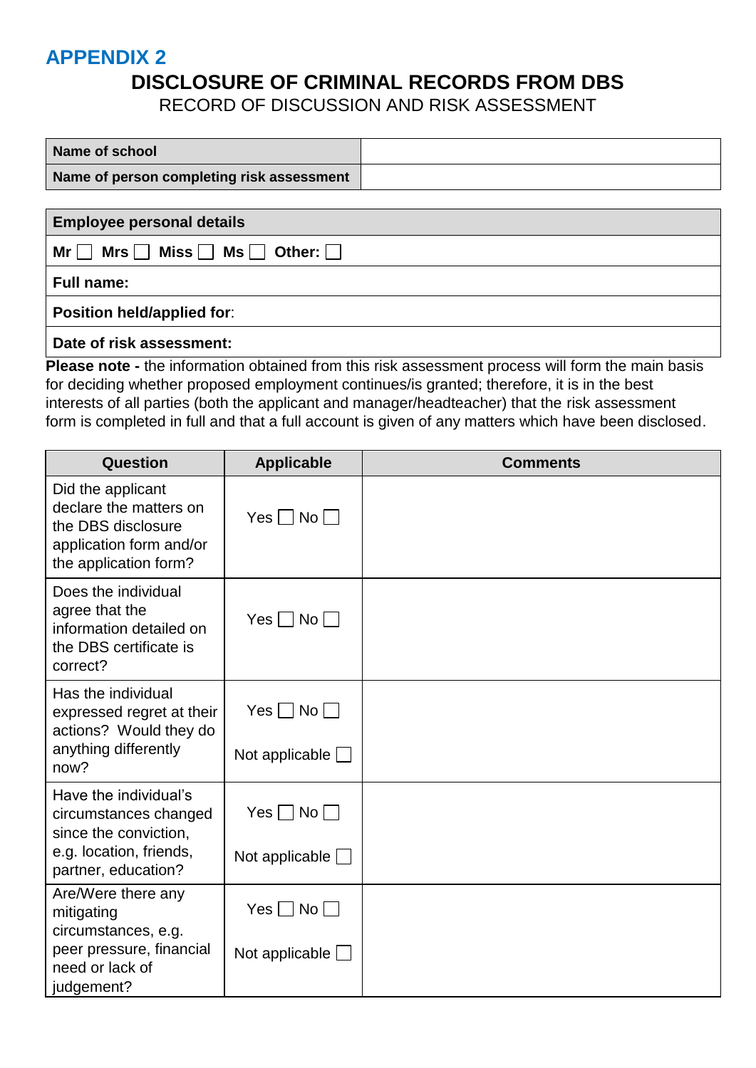## APPENDIX 2

# DISCLOSURE OF CRIMINAL RECORDS FROM DBS

RECORD OF DISCUSSION AND RISK ASSESSMENT

| Name of school | |
|---|---|
| Name of person completing risk assessment | |

| Employee personal details |
|---|
| Mr ☐ Mrs ☐ Miss ☐ Ms ☐ Other: ☐ |
| **Full name:** |
| **Position held/applied for**: |
| **Date of risk assessment:** |

**Please note -** the information obtained from this risk assessment process will form the main basis for deciding whether proposed employment continues/is granted; therefore, it is in the best interests of all parties (both the applicant and manager/headteacher) that the risk assessment form is completed in full and that a full account is given of any matters which have been disclosed.

| Question | Applicable | Comments |
|---|---|---|
| Did the applicant declare the matters on the DBS disclosure application form and/or the application form? | Yes ☐ No ☐ | |
| Does the individual agree that the information detailed on the DBS certificate is correct? | Yes ☐ No ☐ | |
| Has the individual expressed regret at their actions? Would they do anything differently now? | Yes ☐ No ☐ Not applicable ☐ | |
| Have the individual's circumstances changed since the conviction, e.g. location, friends, partner, education? | Yes ☐ No ☐ Not applicable ☐ | |
| Are/Were there any mitigating circumstances, e.g. peer pressure, financial need or lack of judgement? | Yes ☐ No ☐ Not applicable ☐ | |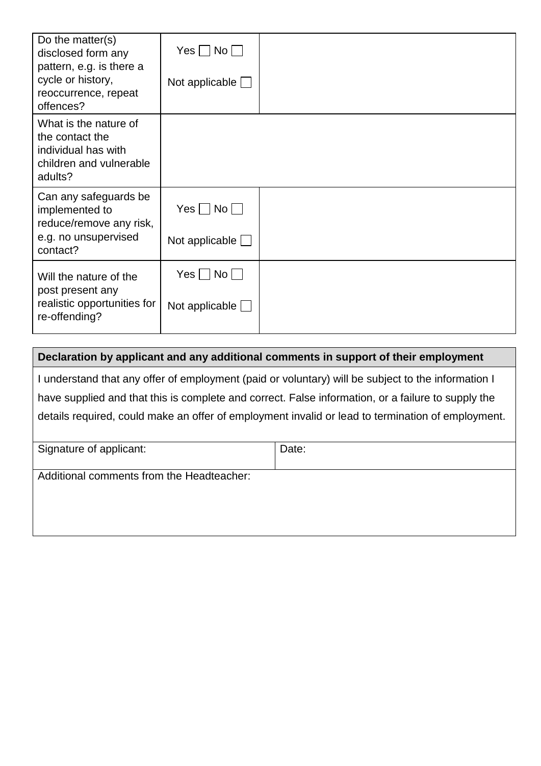| | | |
|---|---|---|
| Do the matter(s) disclosed form any pattern, e.g. is there a cycle or history, reoccurrence, repeat offences? | Yes ☐ No ☐<br><br>Not applicable ☐ | |
| What is the nature of the contact the individual has with children and vulnerable adults? | | |
| Can any safeguards be implemented to reduce/remove any risk, e.g. no unsupervised contact? | Yes ☐ No ☐<br><br>Not applicable ☐ | |
| Will the nature of the post present any realistic opportunities for re-offending? | Yes ☐ No ☐<br><br>Not applicable ☐ | |

| **Declaration by applicant and any additional comments in support of their employment** | |
|---|---|
| I understand that any offer of employment (paid or voluntary) will be subject to the information I have supplied and that this is complete and correct. False information, or a failure to supply the details required, could make an offer of employment invalid or lead to termination of employment. | |
| Signature of applicant: | Date: |
| Additional comments from the Headteacher: | |